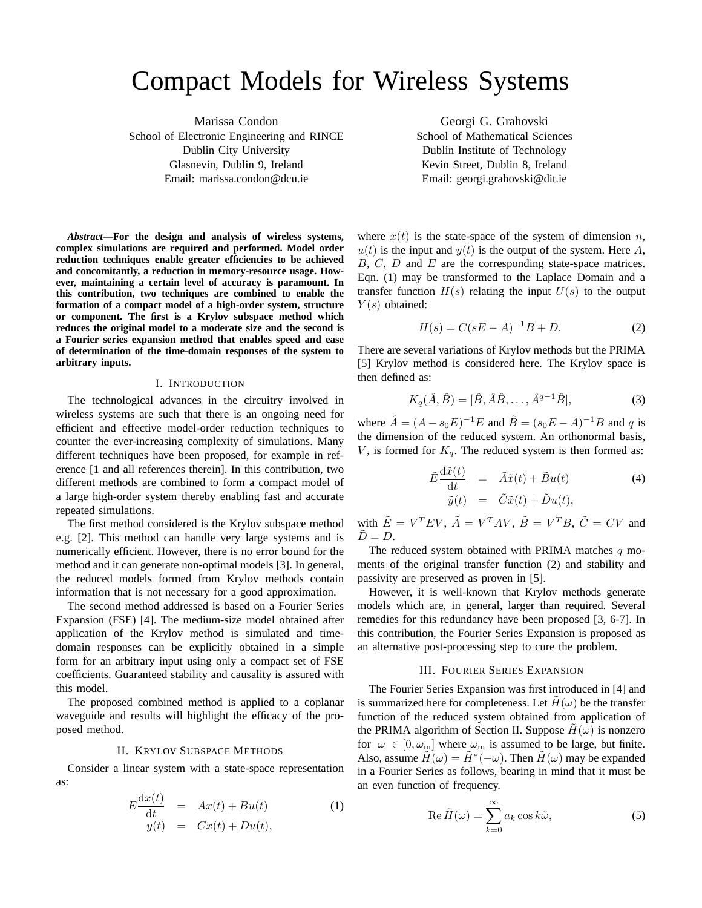# Compact Models for Wireless Systems

Marissa Condon
School of Electronic Engineering and RINCE
Dublin City University
Glasnevin, Dublin 9, Ireland
Email: marissa.condon@dcu.ie

Georgi G. Grahovski
School of Mathematical Sciences
Dublin Institute of Technology
Kevin Street, Dublin 8, Ireland
Email: georgi.grahovski@dit.ie

***Abstract*—For the design and analysis of wireless systems, complex simulations are required and performed. Model order reduction techniques enable greater efficiencies to be achieved and concomitantly, a reduction in memory-resource usage. However, maintaining a certain level of accuracy is paramount. In this contribution, two techniques are combined to enable the formation of a compact model of a high-order system, structure or component. The first is a Krylov subspace method which reduces the original model to a moderate size and the second is a Fourier series expansion method that enables speed and ease of determination of the time-domain responses of the system to arbitrary inputs.**

## I. Introduction

The technological advances in the circuitry involved in wireless systems are such that there is an ongoing need for efficient and effective model-order reduction techniques to counter the ever-increasing complexity of simulations. Many different techniques have been proposed, for example in reference [1 and all references therein]. In this contribution, two different methods are combined to form a compact model of a large high-order system thereby enabling fast and accurate repeated simulations.

The first method considered is the Krylov subspace method e.g. [2]. This method can handle very large systems and is numerically efficient. However, there is no error bound for the method and it can generate non-optimal models [3]. In general, the reduced models formed from Krylov methods contain information that is not necessary for a good approximation.

The second method addressed is based on a Fourier Series Expansion (FSE) [4]. The medium-size model obtained after application of the Krylov method is simulated and time-domain responses can be explicitly obtained in a simple form for an arbitrary input using only a compact set of FSE coefficients. Guaranteed stability and causality is assured with this model.

The proposed combined method is applied to a coplanar waveguide and results will highlight the efficacy of the proposed method.

## II. Krylov Subspace Methods

Consider a linear system with a state-space representation as:

$$
\begin{aligned}
E\frac{\mathrm{d}x(t)}{\mathrm{d}t} &= Ax(t) + Bu(t) \\
y(t) &= Cx(t) + Du(t),
\end{aligned}
\tag{1}
$$

where $x(t)$ is the state-space of the system of dimension $n$, $u(t)$ is the input and $y(t)$ is the output of the system. Here $A$, $B$, $C$, $D$ and $E$ are the corresponding state-space matrices. Eqn. (1) may be transformed to the Laplace Domain and a transfer function $H(s)$ relating the input $U(s)$ to the output $Y(s)$ obtained:

$$
H(s) = C(sE - A)^{-1}B + D. \tag{2}
$$

There are several variations of Krylov methods but the PRIMA [5] Krylov method is considered here. The Krylov space is then defined as:

$$
K_q(\hat{A}, \hat{B}) = [\hat{B}, \hat{A}\hat{B}, \ldots, \hat{A}^{q-1}\hat{B}], \tag{3}
$$

where $\hat{A} = (A - s_0 E)^{-1}E$ and $\hat{B} = (s_0 E - A)^{-1}B$ and $q$ is the dimension of the reduced system. An orthonormal basis, $V$, is formed for $K_q$. The reduced system is then formed as:

$$
\begin{aligned}
\tilde{E}\frac{\mathrm{d}\tilde{x}(t)}{\mathrm{d}t} &= \tilde{A}\tilde{x}(t) + \tilde{B}u(t) \\
\tilde{y}(t) &= \tilde{C}\tilde{x}(t) + \tilde{D}u(t),
\end{aligned}
\tag{4}
$$

with $\tilde{E} = V^TEV$, $\tilde{A} = V^TAV$, $\tilde{B} = V^TB$, $\tilde{C} = CV$ and $\tilde{D} = D$.

The reduced system obtained with PRIMA matches $q$ moments of the original transfer function (2) and stability and passivity are preserved as proven in [5].

However, it is well-known that Krylov methods generate models which are, in general, larger than required. Several remedies for this redundancy have been proposed [3, 6-7]. In this contribution, the Fourier Series Expansion is proposed as an alternative post-processing step to cure the problem.

## III. Fourier Series Expansion

The Fourier Series Expansion was first introduced in [4] and is summarized here for completeness. Let $\tilde{H}(\omega)$ be the transfer function of the reduced system obtained from application of the PRIMA algorithm of Section II. Suppose $\tilde{H}(\omega)$ is nonzero for $|\omega| \in [0, \omega_{\mathrm{m}}]$ where $\omega_{\mathrm{m}}$ is assumed to be large, but finite. Also, assume $\tilde{H}(\omega) = \tilde{H}^*(-\omega)$. Then $\tilde{H}(\omega)$ may be expanded in a Fourier Series as follows, bearing in mind that it must be an even function of frequency.

$$
\operatorname{Re}\tilde{H}(\omega) = \sum_{k=0}^{\infty} a_k \cos k\tilde{\omega}, \tag{5}
$$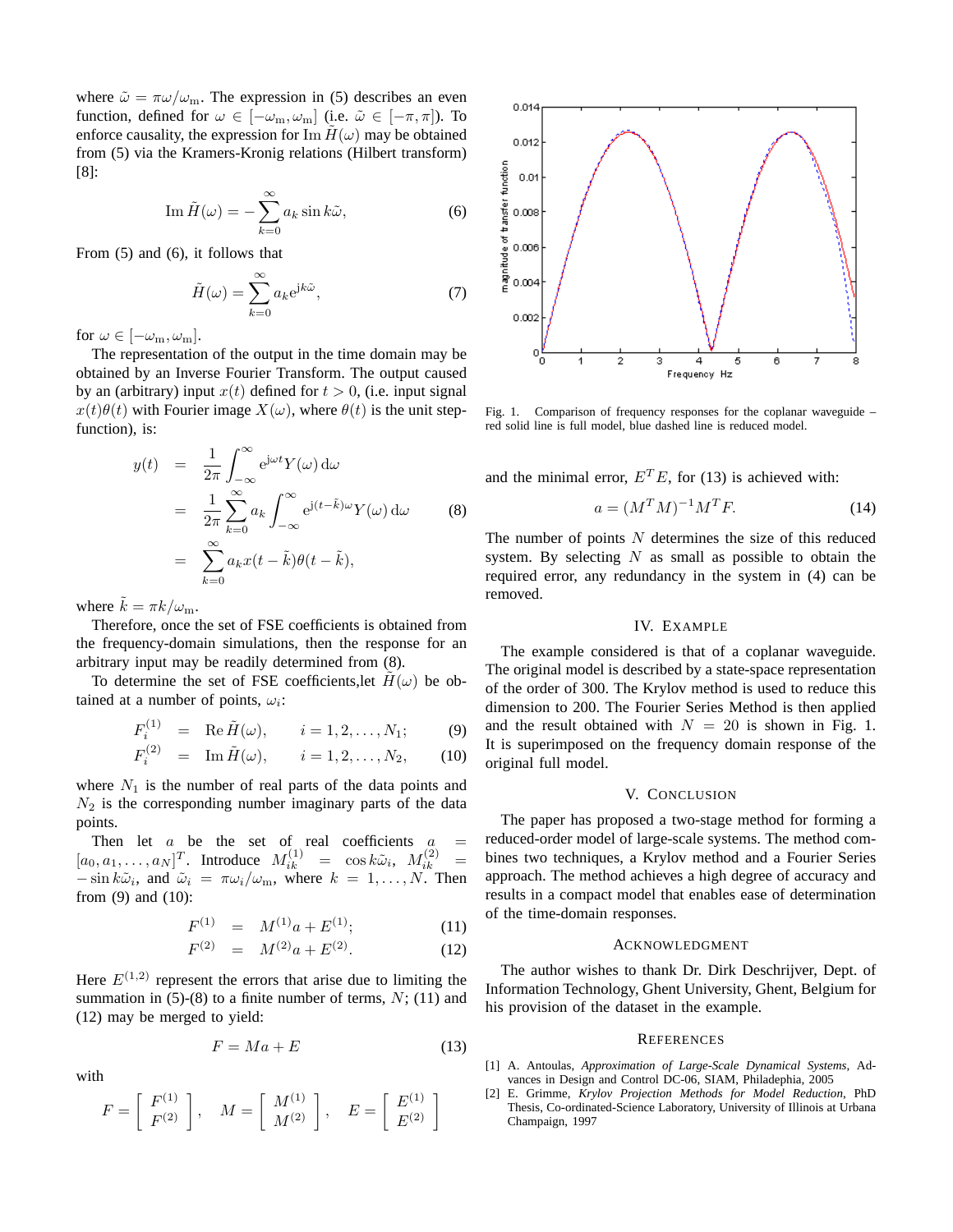where $\tilde{\omega} = \pi\omega/\omega_{\rm m}$. The expression in (5) describes an even function, defined for $\omega \in [-\omega_{\rm m}, \omega_{\rm m}]$ (i.e. $\tilde{\omega} \in [-\pi, \pi]$). To enforce causality, the expression for $\operatorname{Im} \tilde{H}(\omega)$ may be obtained from (5) via the Kramers-Kronig relations (Hilbert transform) [8]:

$$\operatorname{Im} \tilde{H}(\omega) = -\sum_{k=0}^{\infty} a_k \sin k\tilde{\omega}, \tag{6}$$

From (5) and (6), it follows that

$$\tilde{H}(\omega) = \sum_{k=0}^{\infty} a_k \mathrm{e}^{\mathrm{j}k\tilde{\omega}}, \tag{7}$$

for $\omega \in [-\omega_{\rm m}, \omega_{\rm m}]$.

The representation of the output in the time domain may be obtained by an Inverse Fourier Transform. The output caused by an (arbitrary) input $x(t)$ defined for $t > 0$, (i.e. input signal $x(t)\theta(t)$ with Fourier image $X(\omega)$, where $\theta(t)$ is the unit step-function), is:

$$\begin{aligned} y(t) &= \frac{1}{2\pi} \int_{-\infty}^{\infty} \mathrm{e}^{\mathrm{j}\omega t} Y(\omega)\, \mathrm{d}\omega \\ &= \frac{1}{2\pi} \sum_{k=0}^{\infty} a_k \int_{-\infty}^{\infty} \mathrm{e}^{\mathrm{j}(t-\tilde{k})\omega} Y(\omega)\, \mathrm{d}\omega \\ &= \sum_{k=0}^{\infty} a_k x(t-\tilde{k})\theta(t-\tilde{k}), \end{aligned} \tag{8}$$

where $\tilde{k} = \pi k/\omega_{\rm m}$.

Therefore, once the set of FSE coefficients is obtained from the frequency-domain simulations, then the response for an arbitrary input may be readily determined from (8).

To determine the set of FSE coefficients,let $\tilde{H}(\omega)$ be obtained at a number of points, $\omega_i$:

$$F_i^{(1)} = \operatorname{Re} \tilde{H}(\omega), \qquad i = 1, 2, \ldots, N_1; \tag{9}$$

$$F_i^{(2)} = \operatorname{Im} \tilde{H}(\omega), \qquad i = 1, 2, \ldots, N_2, \tag{10}$$

where $N_1$ is the number of real parts of the data points and $N_2$ is the corresponding number imaginary parts of the data points.

Then let $a$ be the set of real coefficients $a = [a_0, a_1, \ldots, a_N]^T$. Introduce $M_{ik}^{(1)} = \cos k\tilde{\omega}_i$, $M_{ik}^{(2)} = -\sin k\tilde{\omega}_i$, and $\tilde{\omega}_i = \pi\omega_i/\omega_{\rm m}$, where $k = 1, \ldots, N$. Then from (9) and (10):

$$F^{(1)} = M^{(1)}a + E^{(1)}; \tag{11}$$

$$F^{(2)} = M^{(2)}a + E^{(2)}. \tag{12}$$

Here $E^{(1,2)}$ represent the errors that arise due to limiting the summation in (5)-(8) to a finite number of terms, $N$; (11) and (12) may be merged to yield:

$$F = Ma + E \tag{13}$$

with

$$F = \begin{bmatrix} F^{(1)} \\ F^{(2)} \end{bmatrix}, \quad M = \begin{bmatrix} M^{(1)} \\ M^{(2)} \end{bmatrix}, \quad E = \begin{bmatrix} E^{(1)} \\ E^{(2)} \end{bmatrix}$$

Fig. 1. Comparison of frequency responses for the coplanar waveguide – red solid line is full model, blue dashed line is reduced model.

and the minimal error, $E^T E$, for (13) is achieved with:

$$a = (M^T M)^{-1} M^T F. \tag{14}$$

The number of points $N$ determines the size of this reduced system. By selecting $N$ as small as possible to obtain the required error, any redundancy in the system in (4) can be removed.

## IV. Example

The example considered is that of a coplanar waveguide. The original model is described by a state-space representation of the order of 300. The Krylov method is used to reduce this dimension to 200. The Fourier Series Method is then applied and the result obtained with $N = 20$ is shown in Fig. 1. It is superimposed on the frequency domain response of the original full model.

## V. Conclusion

The paper has proposed a two-stage method for forming a reduced-order model of large-scale systems. The method combines two techniques, a Krylov method and a Fourier Series approach. The method achieves a high degree of accuracy and results in a compact model that enables ease of determination of the time-domain responses.

## Acknowledgment

The author wishes to thank Dr. Dirk Deschrijver, Dept. of Information Technology, Ghent University, Ghent, Belgium for his provision of the dataset in the example.

## References

[1] A. Antoulas, *Approximation of Large-Scale Dynamical Systems*, Advances in Design and Control DC-06, SIAM, Philadephia, 2005

[2] E. Grimme, *Krylov Projection Methods for Model Reduction*, PhD Thesis, Co-ordinated-Science Laboratory, University of Illinois at Urbana Champaign, 1997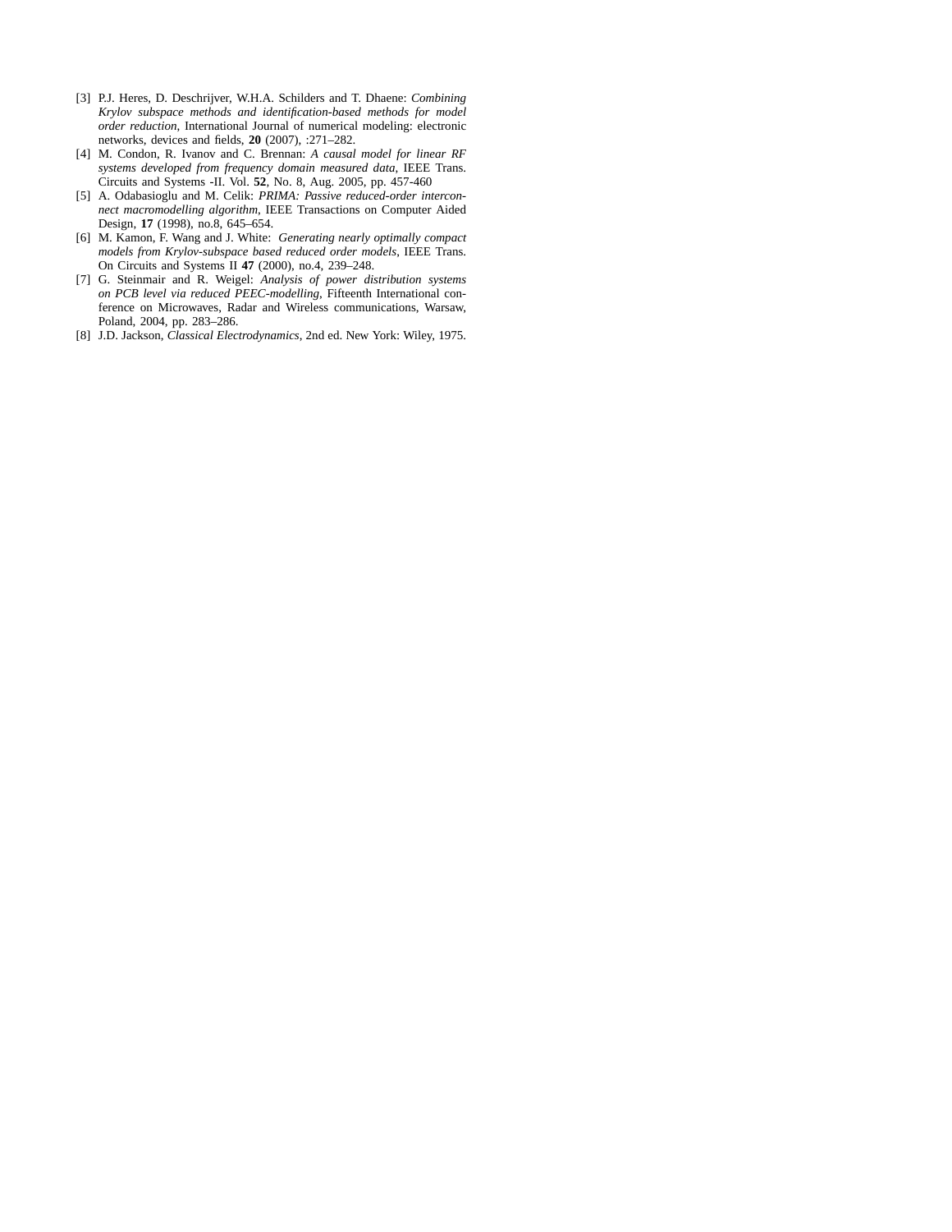[3] P.J. Heres, D. Deschrijver, W.H.A. Schilders and T. Dhaene: *Combining Krylov subspace methods and identification-based methods for model order reduction*, International Journal of numerical modeling: electronic networks, devices and fields, **20** (2007), :271–282.

[4] M. Condon, R. Ivanov and C. Brennan: *A causal model for linear RF systems developed from frequency domain measured data*, IEEE Trans. Circuits and Systems -II. Vol. **52**, No. 8, Aug. 2005, pp. 457-460

[5] A. Odabasioglu and M. Celik: *PRIMA: Passive reduced-order interconnect macromodelling algorithm*, IEEE Transactions on Computer Aided Design, **17** (1998), no.8, 645–654.

[6] M. Kamon, F. Wang and J. White: *Generating nearly optimally compact models from Krylov-subspace based reduced order models*, IEEE Trans. On Circuits and Systems II **47** (2000), no.4, 239–248.

[7] G. Steinmair and R. Weigel: *Analysis of power distribution systems on PCB level via reduced PEEC-modelling*, Fifteenth International conference on Microwaves, Radar and Wireless communications, Warsaw, Poland, 2004, pp. 283–286.

[8] J.D. Jackson, *Classical Electrodynamics*, 2nd ed. New York: Wiley, 1975.